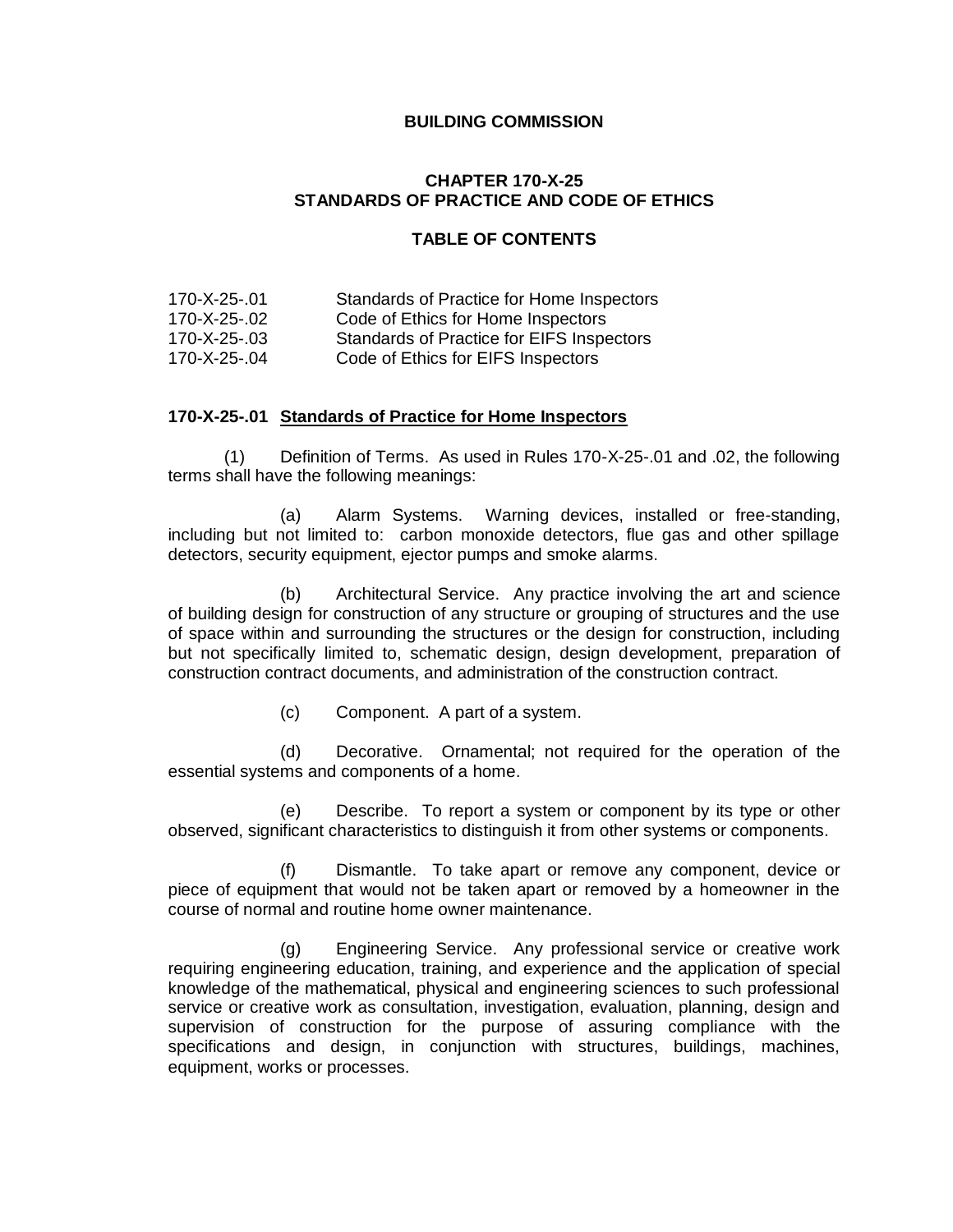# BUILDING COMMISSION

## CHAPTER 170-X-25
## STANDARDS OF PRACTICE AND CODE OF ETHICS

### TABLE OF CONTENTS

| | |
|---|---|
| 170-X-25-.01 | Standards of Practice for Home Inspectors |
| 170-X-25-.02 | Code of Ethics for Home Inspectors |
| 170-X-25-.03 | Standards of Practice for EIFS Inspectors |
| 170-X-25-.04 | Code of Ethics for EIFS Inspectors |

**170-X-25-.01** **Standards of Practice for Home Inspectors**

(1) Definition of Terms. As used in Rules 170-X-25-.01 and .02, the following terms shall have the following meanings:

(a) Alarm Systems. Warning devices, installed or free-standing, including but not limited to: carbon monoxide detectors, flue gas and other spillage detectors, security equipment, ejector pumps and smoke alarms.

(b) Architectural Service. Any practice involving the art and science of building design for construction of any structure or grouping of structures and the use of space within and surrounding the structures or the design for construction, including but not specifically limited to, schematic design, design development, preparation of construction contract documents, and administration of the construction contract.

(c) Component. A part of a system.

(d) Decorative. Ornamental; not required for the operation of the essential systems and components of a home.

(e) Describe. To report a system or component by its type or other observed, significant characteristics to distinguish it from other systems or components.

(f) Dismantle. To take apart or remove any component, device or piece of equipment that would not be taken apart or removed by a homeowner in the course of normal and routine home owner maintenance.

(g) Engineering Service. Any professional service or creative work requiring engineering education, training, and experience and the application of special knowledge of the mathematical, physical and engineering sciences to such professional service or creative work as consultation, investigation, evaluation, planning, design and supervision of construction for the purpose of assuring compliance with the specifications and design, in conjunction with structures, buildings, machines, equipment, works or processes.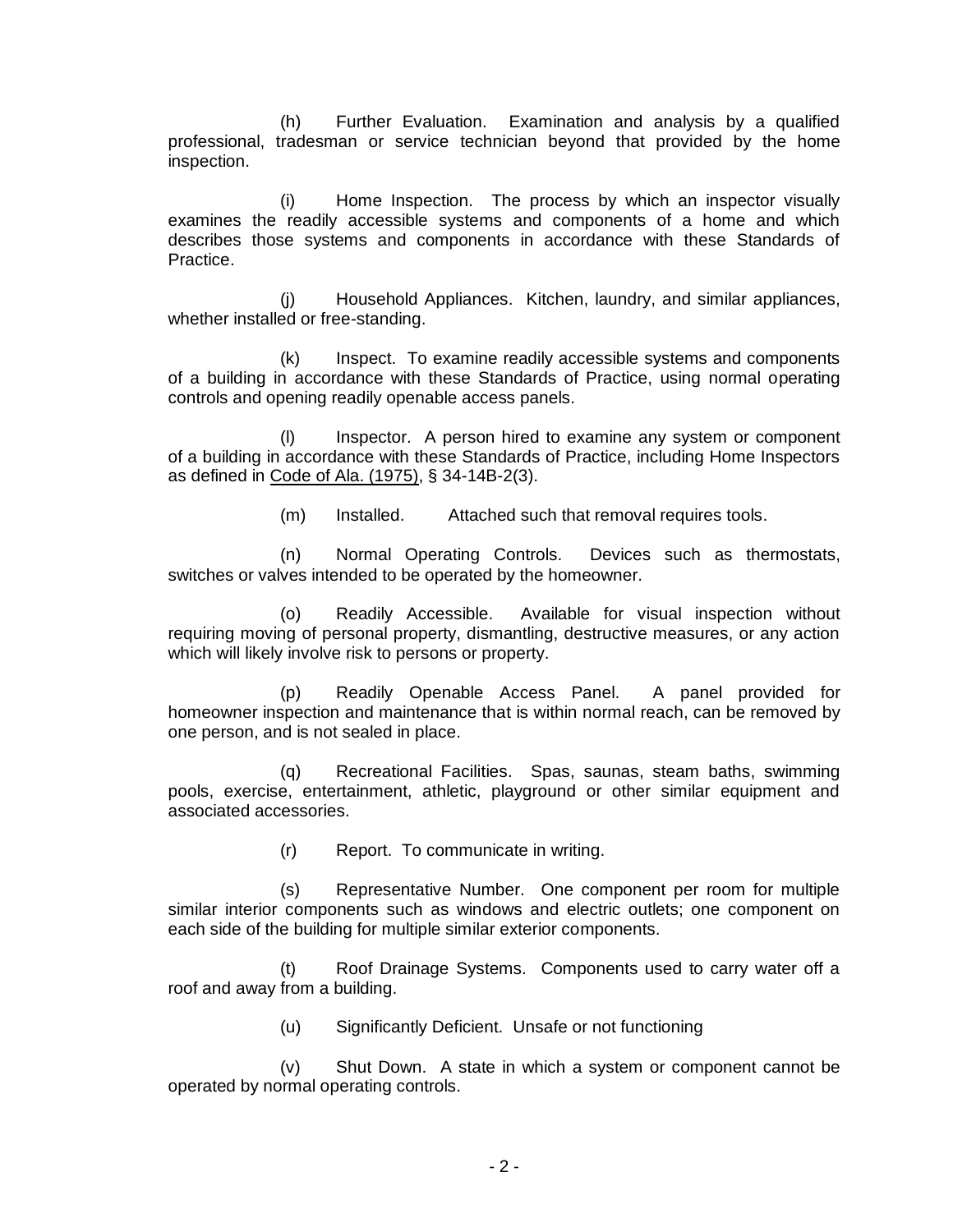(h) Further Evaluation. Examination and analysis by a qualified professional, tradesman or service technician beyond that provided by the home inspection.

(i) Home Inspection. The process by which an inspector visually examines the readily accessible systems and components of a home and which describes those systems and components in accordance with these Standards of Practice.

(j) Household Appliances. Kitchen, laundry, and similar appliances, whether installed or free-standing.

(k) Inspect. To examine readily accessible systems and components of a building in accordance with these Standards of Practice, using normal operating controls and opening readily openable access panels.

(l) Inspector. A person hired to examine any system or component of a building in accordance with these Standards of Practice, including Home Inspectors as defined in Code of Ala. (1975), § 34-14B-2(3).

(m) Installed. Attached such that removal requires tools.

(n) Normal Operating Controls. Devices such as thermostats, switches or valves intended to be operated by the homeowner.

(o) Readily Accessible. Available for visual inspection without requiring moving of personal property, dismantling, destructive measures, or any action which will likely involve risk to persons or property.

(p) Readily Openable Access Panel. A panel provided for homeowner inspection and maintenance that is within normal reach, can be removed by one person, and is not sealed in place.

(q) Recreational Facilities. Spas, saunas, steam baths, swimming pools, exercise, entertainment, athletic, playground or other similar equipment and associated accessories.

(r) Report. To communicate in writing.

(s) Representative Number. One component per room for multiple similar interior components such as windows and electric outlets; one component on each side of the building for multiple similar exterior components.

(t) Roof Drainage Systems. Components used to carry water off a roof and away from a building.

(u) Significantly Deficient. Unsafe or not functioning

(v) Shut Down. A state in which a system or component cannot be operated by normal operating controls.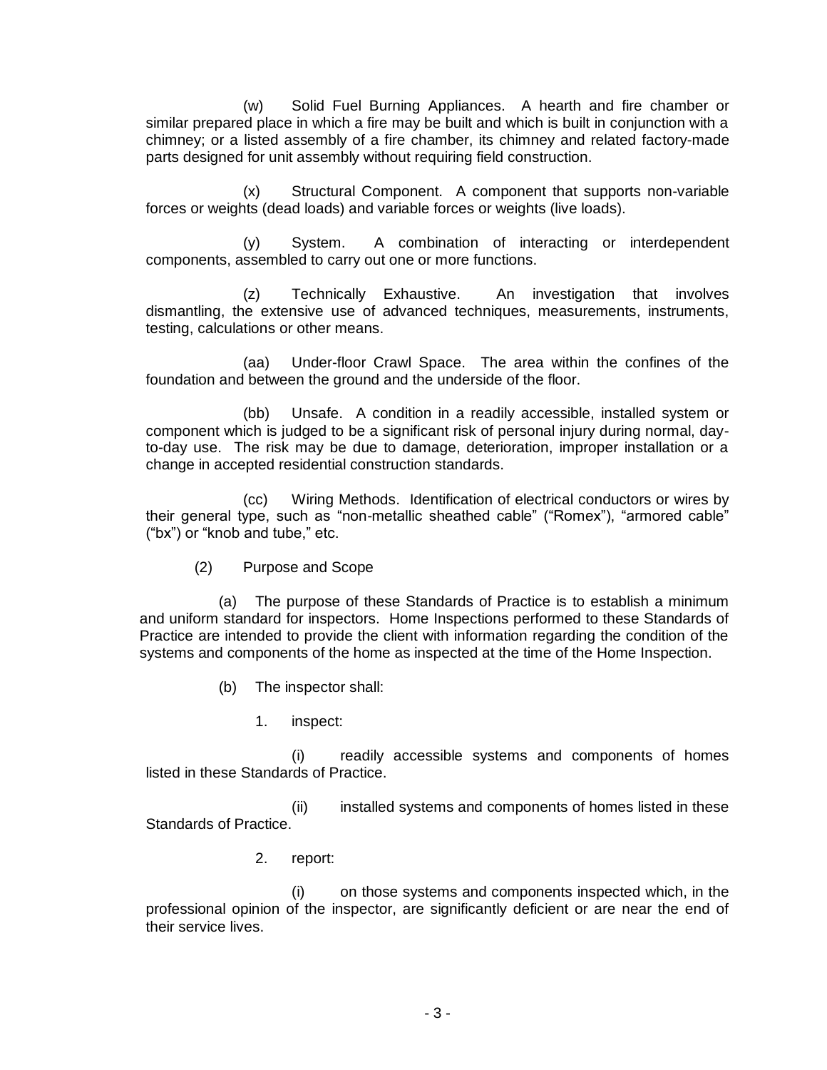(w) Solid Fuel Burning Appliances. A hearth and fire chamber or similar prepared place in which a fire may be built and which is built in conjunction with a chimney; or a listed assembly of a fire chamber, its chimney and related factory-made parts designed for unit assembly without requiring field construction.

(x) Structural Component. A component that supports non-variable forces or weights (dead loads) and variable forces or weights (live loads).

(y) System. A combination of interacting or interdependent components, assembled to carry out one or more functions.

(z) Technically Exhaustive. An investigation that involves dismantling, the extensive use of advanced techniques, measurements, instruments, testing, calculations or other means.

(aa) Under-floor Crawl Space. The area within the confines of the foundation and between the ground and the underside of the floor.

(bb) Unsafe. A condition in a readily accessible, installed system or component which is judged to be a significant risk of personal injury during normal, day-to-day use. The risk may be due to damage, deterioration, improper installation or a change in accepted residential construction standards.

(cc) Wiring Methods. Identification of electrical conductors or wires by their general type, such as "non-metallic sheathed cable" ("Romex"), "armored cable" ("bx") or "knob and tube," etc.

(2) Purpose and Scope

(a) The purpose of these Standards of Practice is to establish a minimum and uniform standard for inspectors. Home Inspections performed to these Standards of Practice are intended to provide the client with information regarding the condition of the systems and components of the home as inspected at the time of the Home Inspection.

(b) The inspector shall:

1. inspect:

(i) readily accessible systems and components of homes listed in these Standards of Practice.

(ii) installed systems and components of homes listed in these Standards of Practice.

2. report:

(i) on those systems and components inspected which, in the professional opinion of the inspector, are significantly deficient or are near the end of their service lives.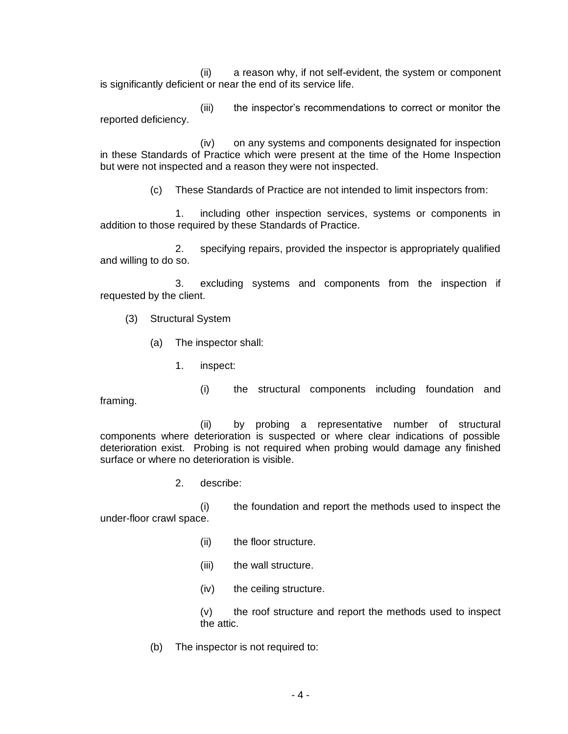(ii) a reason why, if not self-evident, the system or component is significantly deficient or near the end of its service life.

(iii) the inspector's recommendations to correct or monitor the reported deficiency.

(iv) on any systems and components designated for inspection in these Standards of Practice which were present at the time of the Home Inspection but were not inspected and a reason they were not inspected.

(c) These Standards of Practice are not intended to limit inspectors from:

1. including other inspection services, systems or components in addition to those required by these Standards of Practice.

2. specifying repairs, provided the inspector is appropriately qualified and willing to do so.

3. excluding systems and components from the inspection if requested by the client.

(3) Structural System

(a) The inspector shall:

1. inspect:

(i) the structural components including foundation and framing.

(ii) by probing a representative number of structural components where deterioration is suspected or where clear indications of possible deterioration exist. Probing is not required when probing would damage any finished surface or where no deterioration is visible.

2. describe:

(i) the foundation and report the methods used to inspect the under-floor crawl space.

(ii) the floor structure.

(iii) the wall structure.

(iv) the ceiling structure.

(v) the roof structure and report the methods used to inspect the attic.

(b) The inspector is not required to: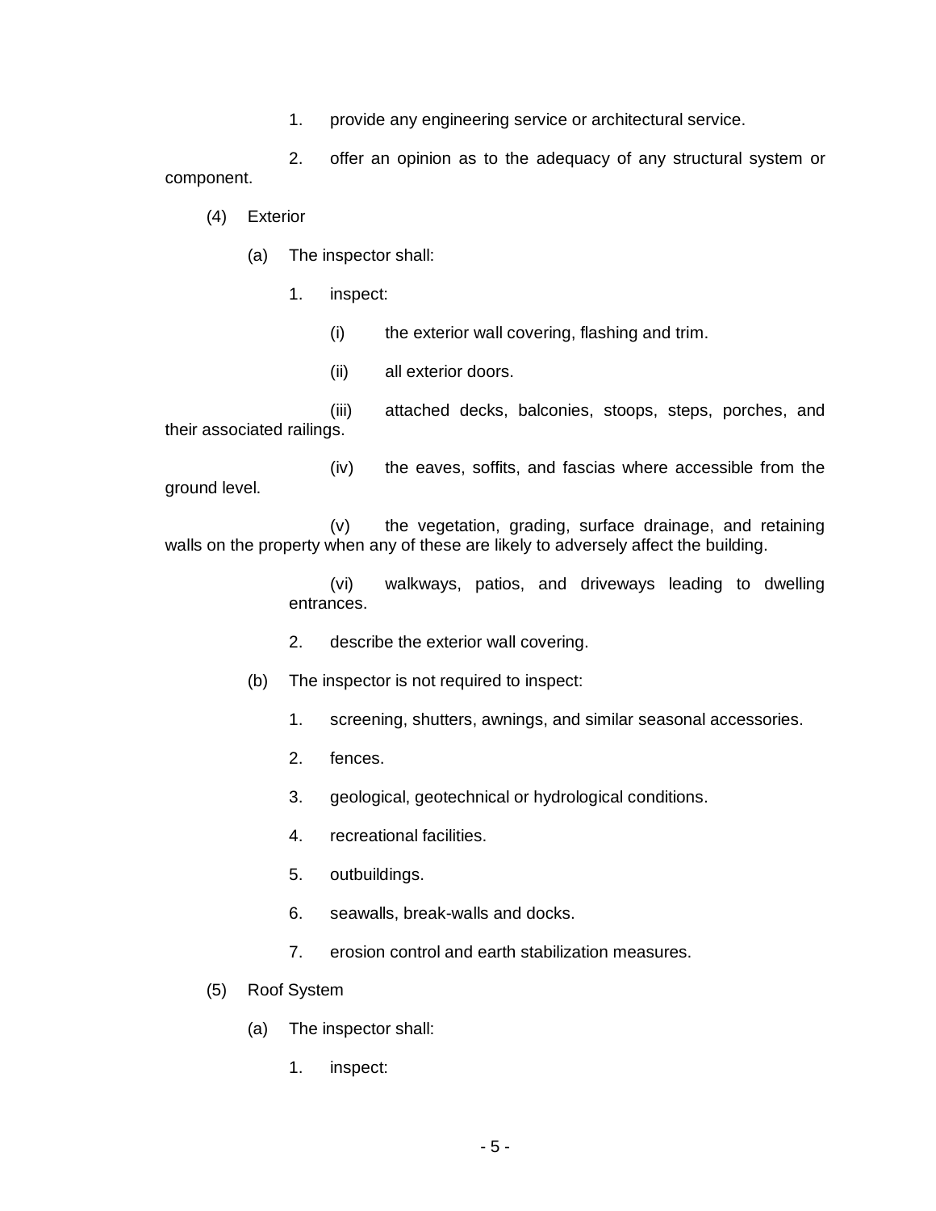1. provide any engineering service or architectural service.

2. offer an opinion as to the adequacy of any structural system or component.

(4) Exterior

(a) The inspector shall:

1. inspect:

(i) the exterior wall covering, flashing and trim.

(ii) all exterior doors.

(iii) attached decks, balconies, stoops, steps, porches, and their associated railings.

(iv) the eaves, soffits, and fascias where accessible from the ground level.

(v) the vegetation, grading, surface drainage, and retaining walls on the property when any of these are likely to adversely affect the building.

(vi) walkways, patios, and driveways leading to dwelling entrances.

2. describe the exterior wall covering.

(b) The inspector is not required to inspect:

1. screening, shutters, awnings, and similar seasonal accessories.

2. fences.

3. geological, geotechnical or hydrological conditions.

4. recreational facilities.

5. outbuildings.

6. seawalls, break-walls and docks.

7. erosion control and earth stabilization measures.

(5) Roof System

(a) The inspector shall:

1. inspect: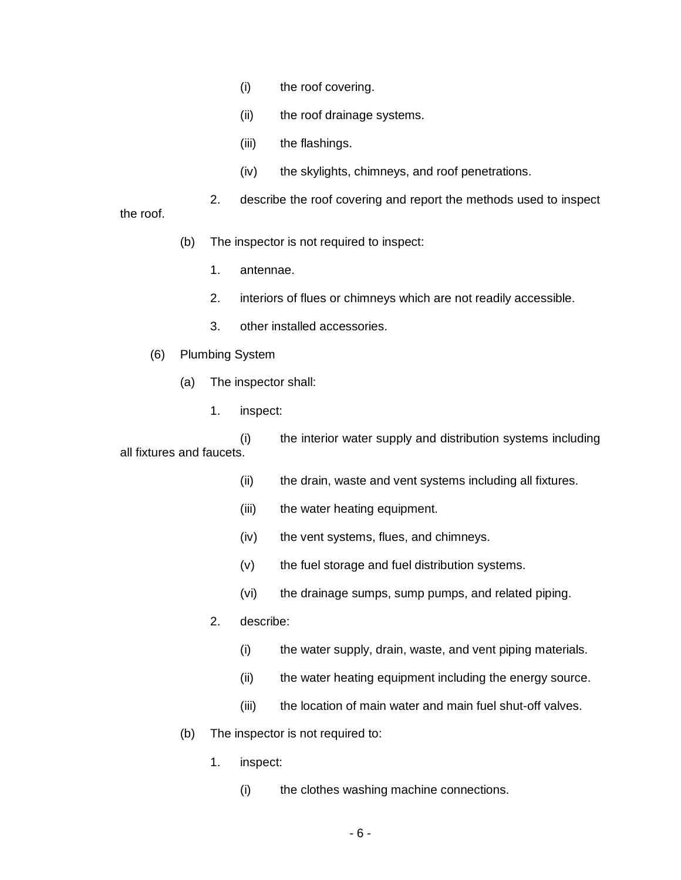(i) the roof covering.

(ii) the roof drainage systems.

(iii) the flashings.

(iv) the skylights, chimneys, and roof penetrations.

2. describe the roof covering and report the methods used to inspect the roof.

(b) The inspector is not required to inspect:

1. antennae.

2. interiors of flues or chimneys which are not readily accessible.

3. other installed accessories.

(6) Plumbing System

(a) The inspector shall:

1. inspect:

(i) the interior water supply and distribution systems including all fixtures and faucets.

(ii) the drain, waste and vent systems including all fixtures.

(iii) the water heating equipment.

(iv) the vent systems, flues, and chimneys.

(v) the fuel storage and fuel distribution systems.

(vi) the drainage sumps, sump pumps, and related piping.

2. describe:

(i) the water supply, drain, waste, and vent piping materials.

(ii) the water heating equipment including the energy source.

(iii) the location of main water and main fuel shut-off valves.

(b) The inspector is not required to:

1. inspect:

(i) the clothes washing machine connections.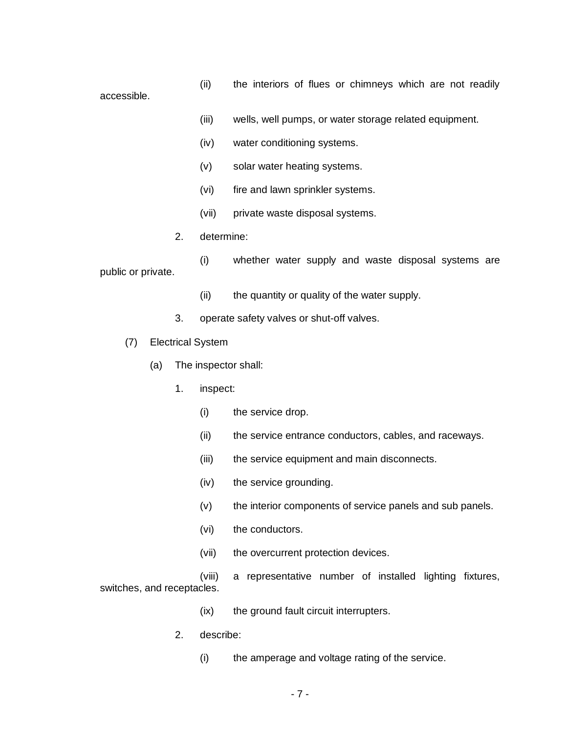(ii) the interiors of flues or chimneys which are not readily accessible.

(iii) wells, well pumps, or water storage related equipment.

(iv) water conditioning systems.

(v) solar water heating systems.

(vi) fire and lawn sprinkler systems.

(vii) private waste disposal systems.

2. determine:

(i) whether water supply and waste disposal systems are public or private.

(ii) the quantity or quality of the water supply.

3. operate safety valves or shut-off valves.

(7) Electrical System

(a) The inspector shall:

1. inspect:

(i) the service drop.

(ii) the service entrance conductors, cables, and raceways.

(iii) the service equipment and main disconnects.

(iv) the service grounding.

(v) the interior components of service panels and sub panels.

(vi) the conductors.

(vii) the overcurrent protection devices.

(viii) a representative number of installed lighting fixtures, switches, and receptacles.

(ix) the ground fault circuit interrupters.

2. describe:

(i) the amperage and voltage rating of the service.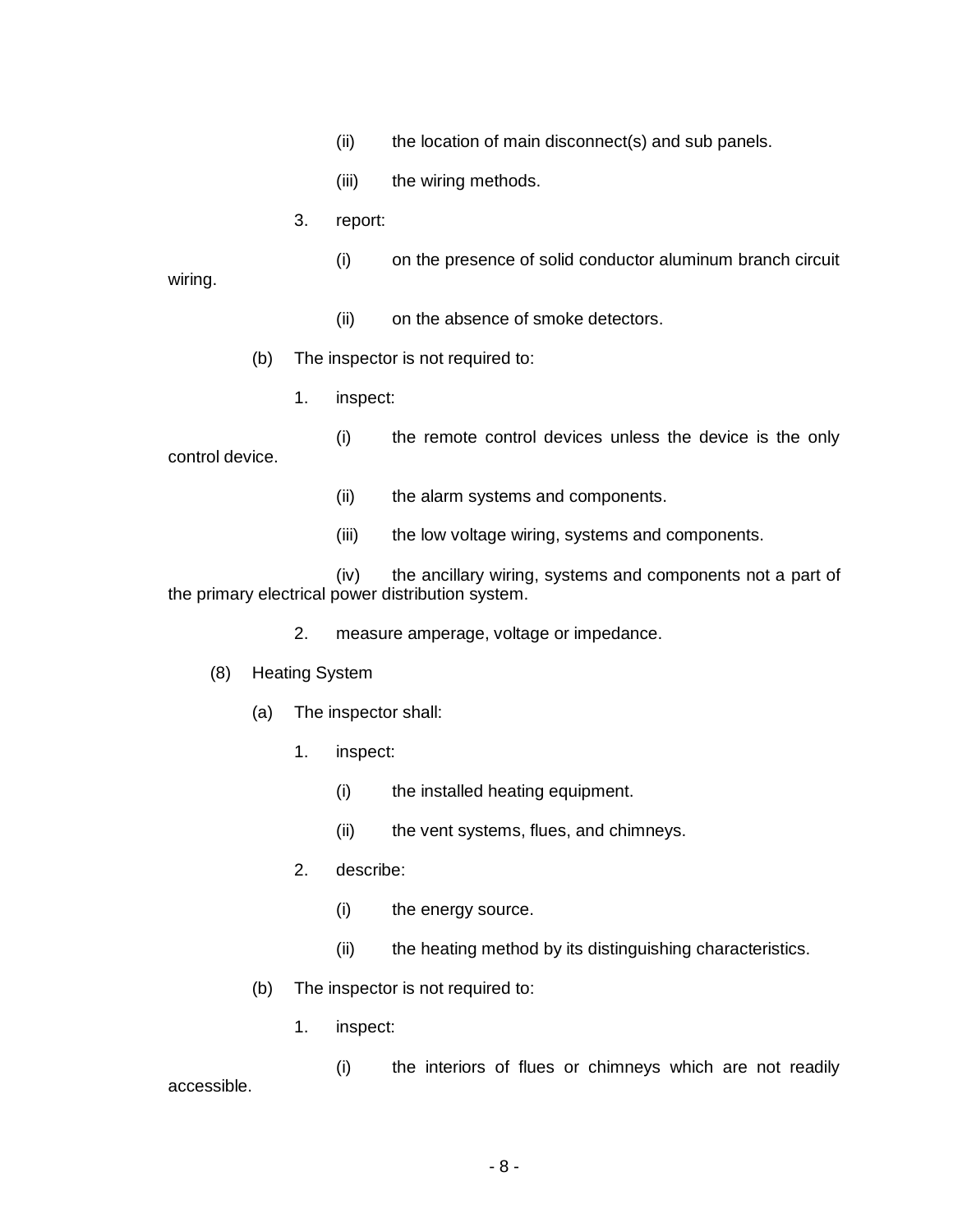(ii) the location of main disconnect(s) and sub panels.

(iii) the wiring methods.

3. report:

(i) on the presence of solid conductor aluminum branch circuit wiring.

(ii) on the absence of smoke detectors.

(b) The inspector is not required to:

1. inspect:

(i) the remote control devices unless the device is the only control device.

(ii) the alarm systems and components.

(iii) the low voltage wiring, systems and components.

(iv) the ancillary wiring, systems and components not a part of the primary electrical power distribution system.

2. measure amperage, voltage or impedance.

(8) Heating System

(a) The inspector shall:

1. inspect:

(i) the installed heating equipment.

(ii) the vent systems, flues, and chimneys.

2. describe:

(i) the energy source.

(ii) the heating method by its distinguishing characteristics.

(b) The inspector is not required to:

1. inspect:

(i) the interiors of flues or chimneys which are not readily accessible.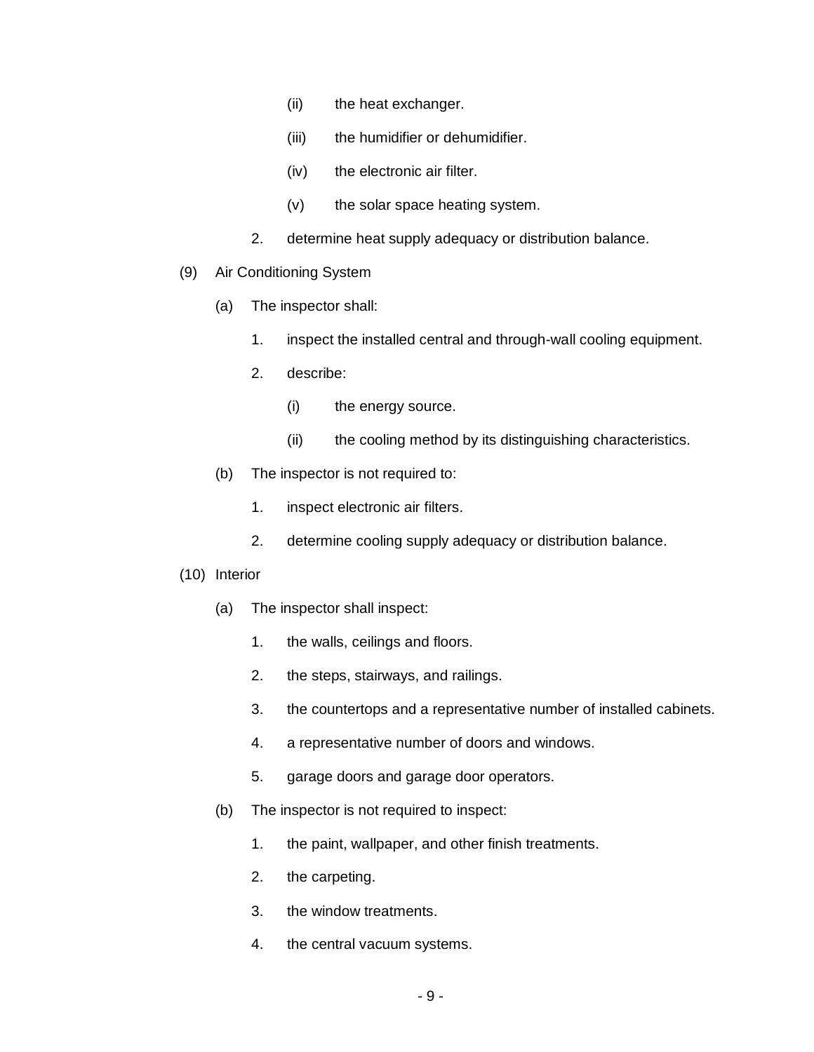(ii) the heat exchanger.

(iii) the humidifier or dehumidifier.

(iv) the electronic air filter.

(v) the solar space heating system.

2. determine heat supply adequacy or distribution balance.

(9) Air Conditioning System

(a) The inspector shall:

1. inspect the installed central and through-wall cooling equipment.

2. describe:

(i) the energy source.

(ii) the cooling method by its distinguishing characteristics.

(b) The inspector is not required to:

1. inspect electronic air filters.

2. determine cooling supply adequacy or distribution balance.

(10) Interior

(a) The inspector shall inspect:

1. the walls, ceilings and floors.

2. the steps, stairways, and railings.

3. the countertops and a representative number of installed cabinets.

4. a representative number of doors and windows.

5. garage doors and garage door operators.

(b) The inspector is not required to inspect:

1. the paint, wallpaper, and other finish treatments.

2. the carpeting.

3. the window treatments.

4. the central vacuum systems.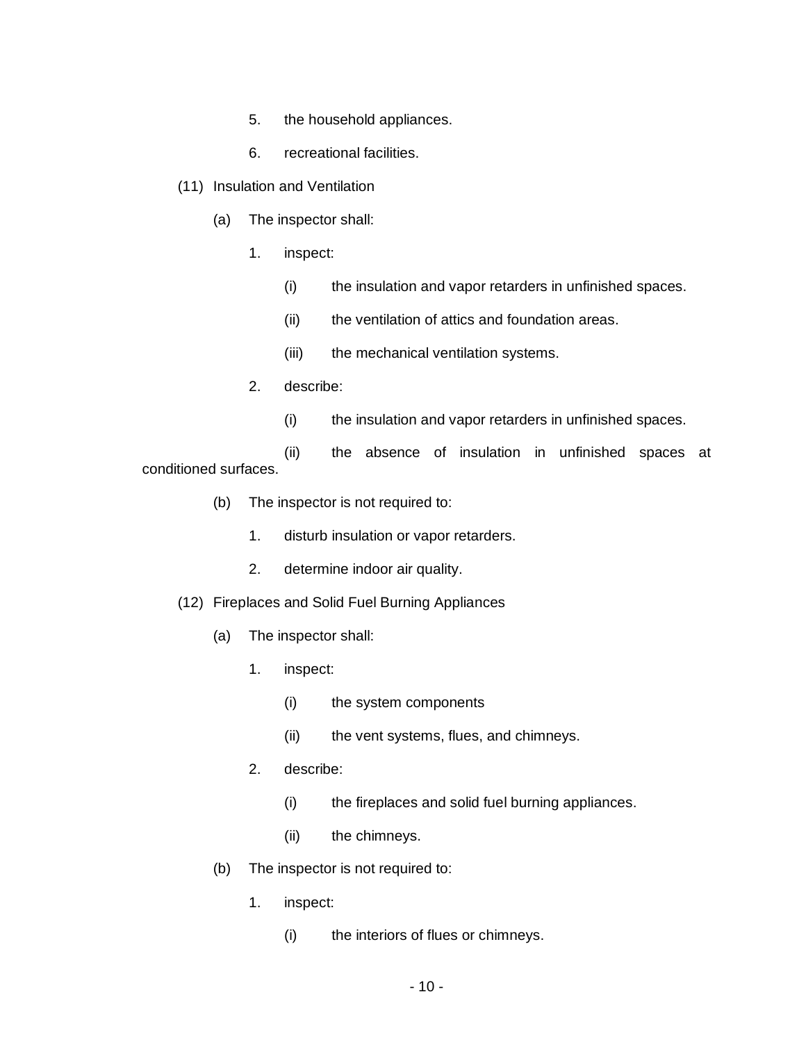5. the household appliances.

6. recreational facilities.

(11) Insulation and Ventilation

(a) The inspector shall:

1. inspect:

(i) the insulation and vapor retarders in unfinished spaces.

(ii) the ventilation of attics and foundation areas.

(iii) the mechanical ventilation systems.

2. describe:

(i) the insulation and vapor retarders in unfinished spaces.

(ii) the absence of insulation in unfinished spaces at conditioned surfaces.

(b) The inspector is not required to:

1. disturb insulation or vapor retarders.

2. determine indoor air quality.

(12) Fireplaces and Solid Fuel Burning Appliances

(a) The inspector shall:

1. inspect:

(i) the system components

(ii) the vent systems, flues, and chimneys.

2. describe:

(i) the fireplaces and solid fuel burning appliances.

(ii) the chimneys.

(b) The inspector is not required to:

1. inspect:

(i) the interiors of flues or chimneys.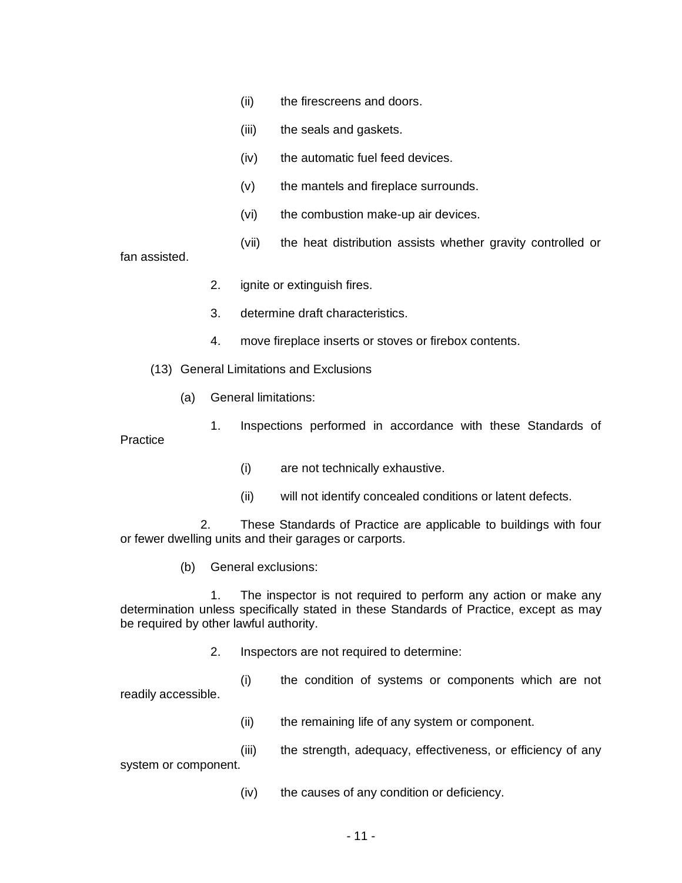(ii) the firescreens and doors.

(iii) the seals and gaskets.

(iv) the automatic fuel feed devices.

(v) the mantels and fireplace surrounds.

(vi) the combustion make-up air devices.

(vii) the heat distribution assists whether gravity controlled or fan assisted.

2. ignite or extinguish fires.

3. determine draft characteristics.

4. move fireplace inserts or stoves or firebox contents.

(13) General Limitations and Exclusions

(a) General limitations:

1. Inspections performed in accordance with these Standards of Practice

(i) are not technically exhaustive.

(ii) will not identify concealed conditions or latent defects.

2. These Standards of Practice are applicable to buildings with four or fewer dwelling units and their garages or carports.

(b) General exclusions:

1. The inspector is not required to perform any action or make any determination unless specifically stated in these Standards of Practice, except as may be required by other lawful authority.

2. Inspectors are not required to determine:

(i) the condition of systems or components which are not readily accessible.

(ii) the remaining life of any system or component.

(iii) the strength, adequacy, effectiveness, or efficiency of any system or component.

(iv) the causes of any condition or deficiency.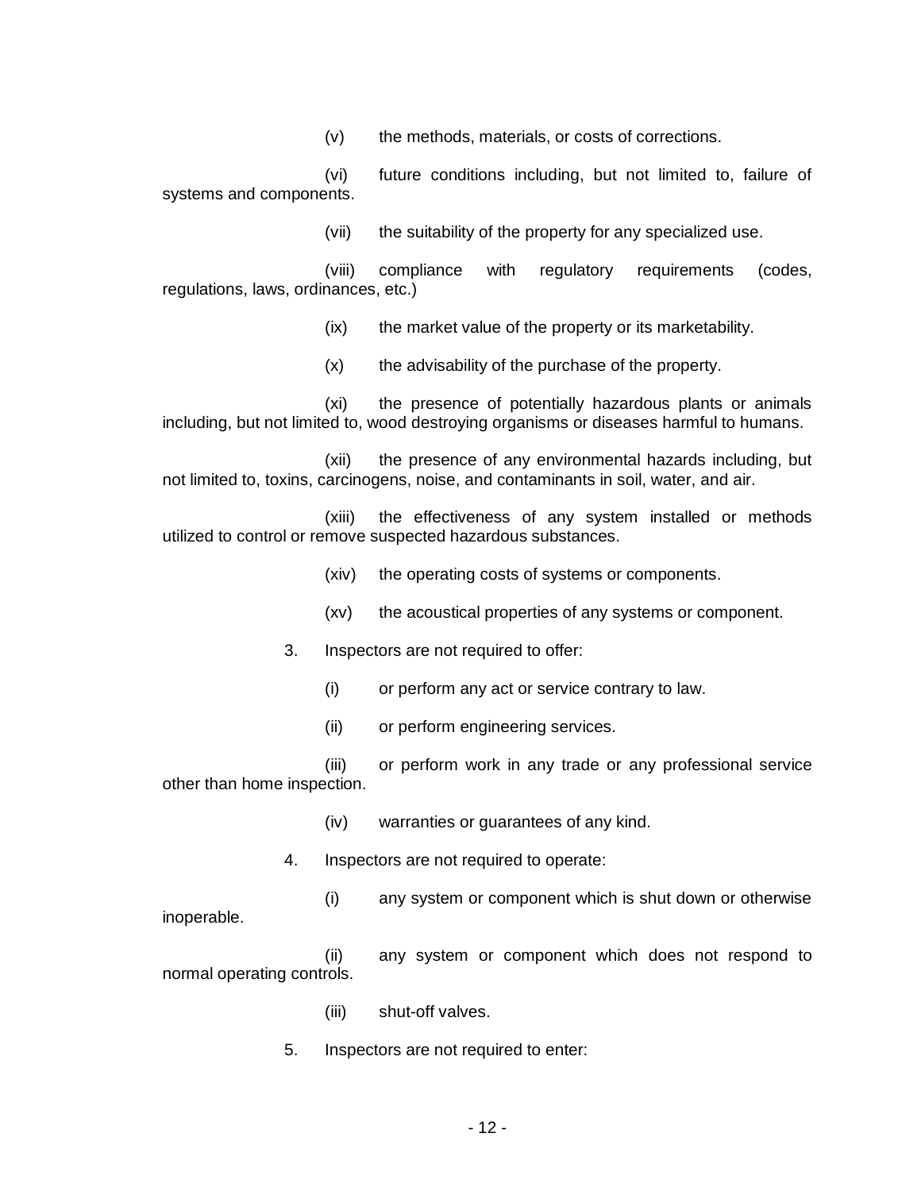(v) the methods, materials, or costs of corrections.

(vi) future conditions including, but not limited to, failure of systems and components.

(vii) the suitability of the property for any specialized use.

(viii) compliance with regulatory requirements (codes, regulations, laws, ordinances, etc.)

(ix) the market value of the property or its marketability.

(x) the advisability of the purchase of the property.

(xi) the presence of potentially hazardous plants or animals including, but not limited to, wood destroying organisms or diseases harmful to humans.

(xii) the presence of any environmental hazards including, but not limited to, toxins, carcinogens, noise, and contaminants in soil, water, and air.

(xiii) the effectiveness of any system installed or methods utilized to control or remove suspected hazardous substances.

(xiv) the operating costs of systems or components.

(xv) the acoustical properties of any systems or component.

3. Inspectors are not required to offer:

(i) or perform any act or service contrary to law.

(ii) or perform engineering services.

(iii) or perform work in any trade or any professional service other than home inspection.

(iv) warranties or guarantees of any kind.

4. Inspectors are not required to operate:

(i) any system or component which is shut down or otherwise inoperable.

(ii) any system or component which does not respond to normal operating controls.

(iii) shut-off valves.

5. Inspectors are not required to enter: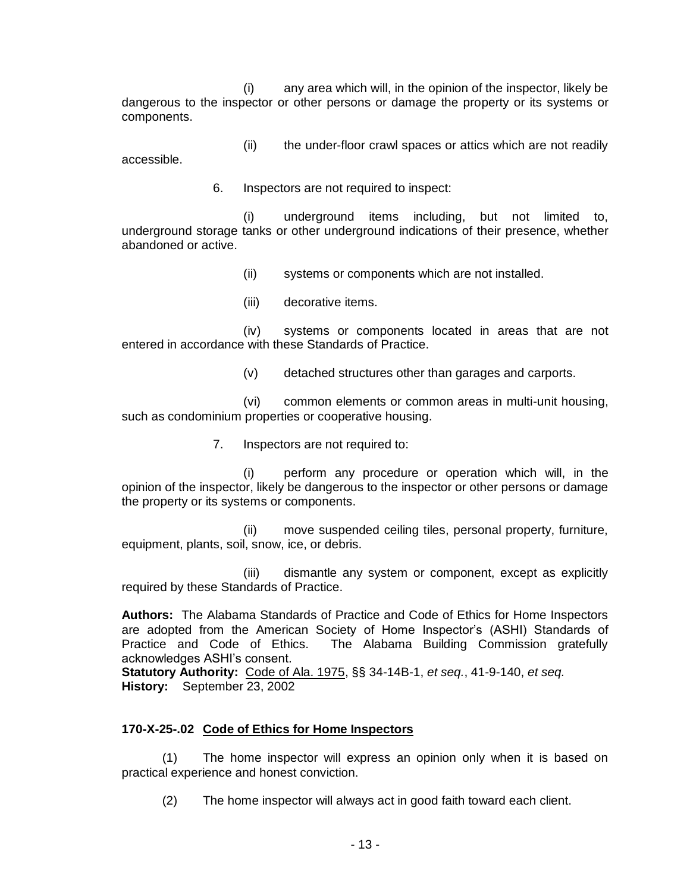(i) any area which will, in the opinion of the inspector, likely be dangerous to the inspector or other persons or damage the property or its systems or components.

(ii) the under-floor crawl spaces or attics which are not readily accessible.

6. Inspectors are not required to inspect:

(i) underground items including, but not limited to, underground storage tanks or other underground indications of their presence, whether abandoned or active.

(ii) systems or components which are not installed.

(iii) decorative items.

(iv) systems or components located in areas that are not entered in accordance with these Standards of Practice.

(v) detached structures other than garages and carports.

(vi) common elements or common areas in multi-unit housing, such as condominium properties or cooperative housing.

7. Inspectors are not required to:

(i) perform any procedure or operation which will, in the opinion of the inspector, likely be dangerous to the inspector or other persons or damage the property or its systems or components.

(ii) move suspended ceiling tiles, personal property, furniture, equipment, plants, soil, snow, ice, or debris.

(iii) dismantle any system or component, except as explicitly required by these Standards of Practice.

**Authors:** The Alabama Standards of Practice and Code of Ethics for Home Inspectors are adopted from the American Society of Home Inspector's (ASHI) Standards of Practice and Code of Ethics. The Alabama Building Commission gratefully acknowledges ASHI's consent.
**Statutory Authority:** Code of Ala. 1975, §§ 34-14B-1, *et seq.*, 41-9-140, *et seq.*
**History:** September 23, 2002

**170-X-25-.02 Code of Ethics for Home Inspectors**

(1) The home inspector will express an opinion only when it is based on practical experience and honest conviction.

(2) The home inspector will always act in good faith toward each client.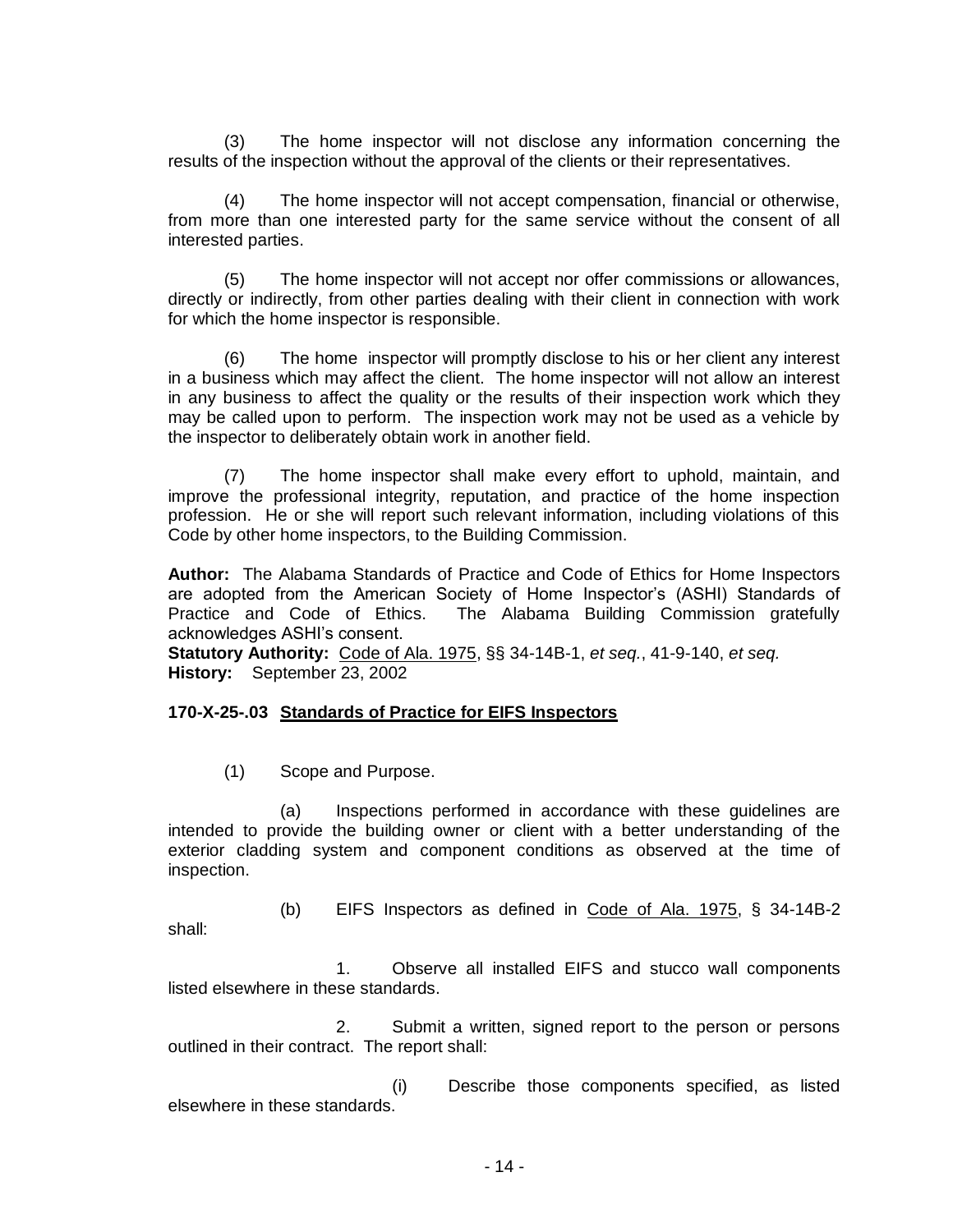(3) The home inspector will not disclose any information concerning the results of the inspection without the approval of the clients or their representatives.

(4) The home inspector will not accept compensation, financial or otherwise, from more than one interested party for the same service without the consent of all interested parties.

(5) The home inspector will not accept nor offer commissions or allowances, directly or indirectly, from other parties dealing with their client in connection with work for which the home inspector is responsible.

(6) The home inspector will promptly disclose to his or her client any interest in a business which may affect the client. The home inspector will not allow an interest in any business to affect the quality or the results of their inspection work which they may be called upon to perform. The inspection work may not be used as a vehicle by the inspector to deliberately obtain work in another field.

(7) The home inspector shall make every effort to uphold, maintain, and improve the professional integrity, reputation, and practice of the home inspection profession. He or she will report such relevant information, including violations of this Code by other home inspectors, to the Building Commission.

**Author:** The Alabama Standards of Practice and Code of Ethics for Home Inspectors are adopted from the American Society of Home Inspector's (ASHI) Standards of Practice and Code of Ethics. The Alabama Building Commission gratefully acknowledges ASHI's consent.
**Statutory Authority:** Code of Ala. 1975, §§ 34-14B-1, *et seq.*, 41-9-140, *et seq.*
**History:** September 23, 2002

### 170-X-25-.03 Standards of Practice for EIFS Inspectors

(1) Scope and Purpose.

(a) Inspections performed in accordance with these guidelines are intended to provide the building owner or client with a better understanding of the exterior cladding system and component conditions as observed at the time of inspection.

(b) EIFS Inspectors as defined in Code of Ala. 1975, § 34-14B-2 shall:

1. Observe all installed EIFS and stucco wall components listed elsewhere in these standards.

2. Submit a written, signed report to the person or persons outlined in their contract. The report shall:

(i) Describe those components specified, as listed elsewhere in these standards.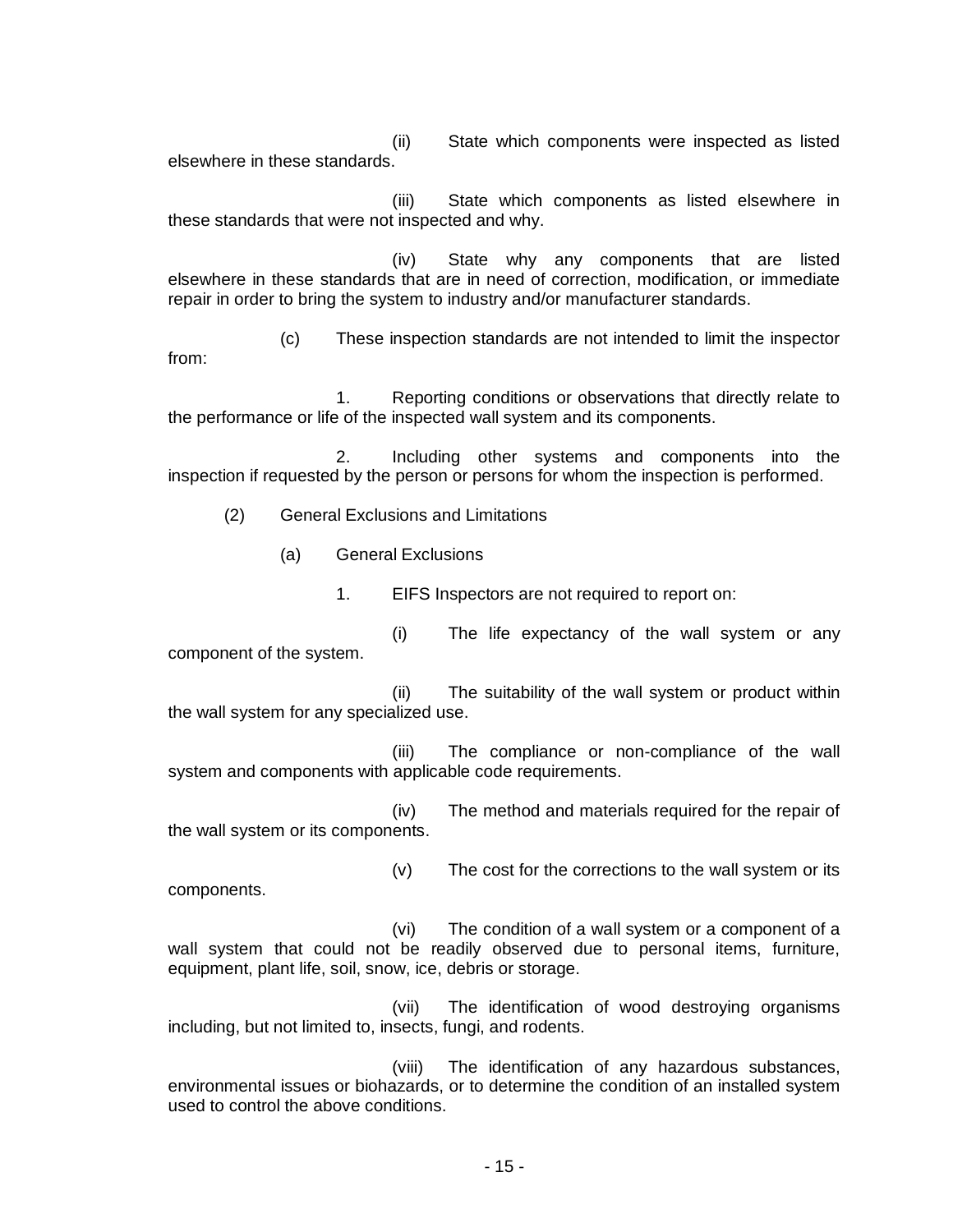(ii) State which components were inspected as listed elsewhere in these standards.

(iii) State which components as listed elsewhere in these standards that were not inspected and why.

(iv) State why any components that are listed elsewhere in these standards that are in need of correction, modification, or immediate repair in order to bring the system to industry and/or manufacturer standards.

(c) These inspection standards are not intended to limit the inspector from:

1. Reporting conditions or observations that directly relate to the performance or life of the inspected wall system and its components.

2. Including other systems and components into the inspection if requested by the person or persons for whom the inspection is performed.

(2) General Exclusions and Limitations

(a) General Exclusions

1. EIFS Inspectors are not required to report on:

(i) The life expectancy of the wall system or any component of the system.

(ii) The suitability of the wall system or product within the wall system for any specialized use.

(iii) The compliance or non-compliance of the wall system and components with applicable code requirements.

(iv) The method and materials required for the repair of the wall system or its components.

(v) The cost for the corrections to the wall system or its components.

(vi) The condition of a wall system or a component of a wall system that could not be readily observed due to personal items, furniture, equipment, plant life, soil, snow, ice, debris or storage.

(vii) The identification of wood destroying organisms including, but not limited to, insects, fungi, and rodents.

(viii) The identification of any hazardous substances, environmental issues or biohazards, or to determine the condition of an installed system used to control the above conditions.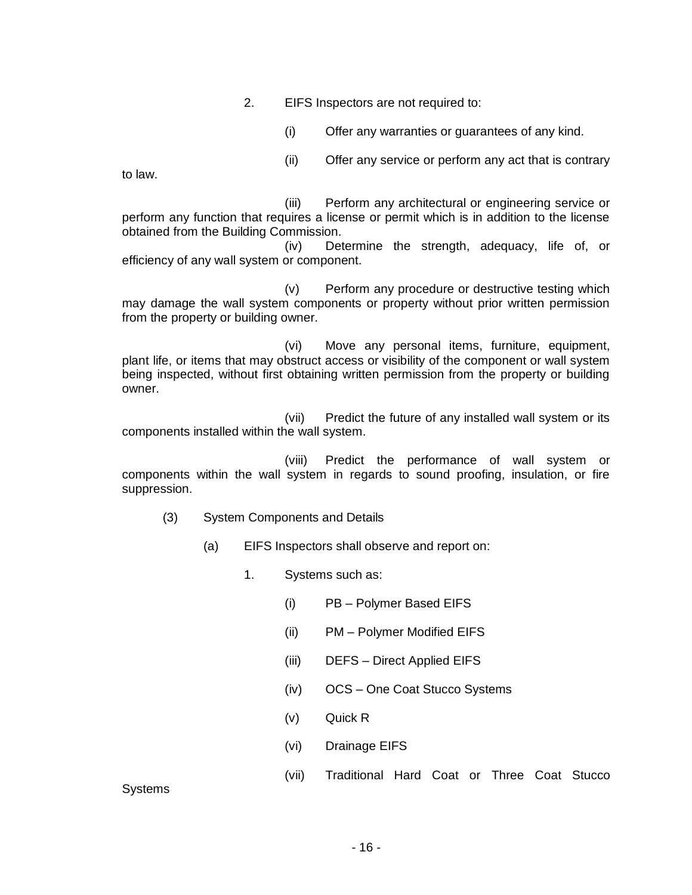2. EIFS Inspectors are not required to:

(i) Offer any warranties or guarantees of any kind.

(ii) Offer any service or perform any act that is contrary to law.

(iii) Perform any architectural or engineering service or perform any function that requires a license or permit which is in addition to the license obtained from the Building Commission.

(iv) Determine the strength, adequacy, life of, or efficiency of any wall system or component.

(v) Perform any procedure or destructive testing which may damage the wall system components or property without prior written permission from the property or building owner.

(vi) Move any personal items, furniture, equipment, plant life, or items that may obstruct access or visibility of the component or wall system being inspected, without first obtaining written permission from the property or building owner.

(vii) Predict the future of any installed wall system or its components installed within the wall system.

(viii) Predict the performance of wall system or components within the wall system in regards to sound proofing, insulation, or fire suppression.

(3) System Components and Details

(a) EIFS Inspectors shall observe and report on:

1. Systems such as:

(i) PB – Polymer Based EIFS

(ii) PM – Polymer Modified EIFS

(iii) DEFS – Direct Applied EIFS

(iv) OCS – One Coat Stucco Systems

(v) Quick R

(vi) Drainage EIFS

(vii) Traditional Hard Coat or Three Coat Stucco Systems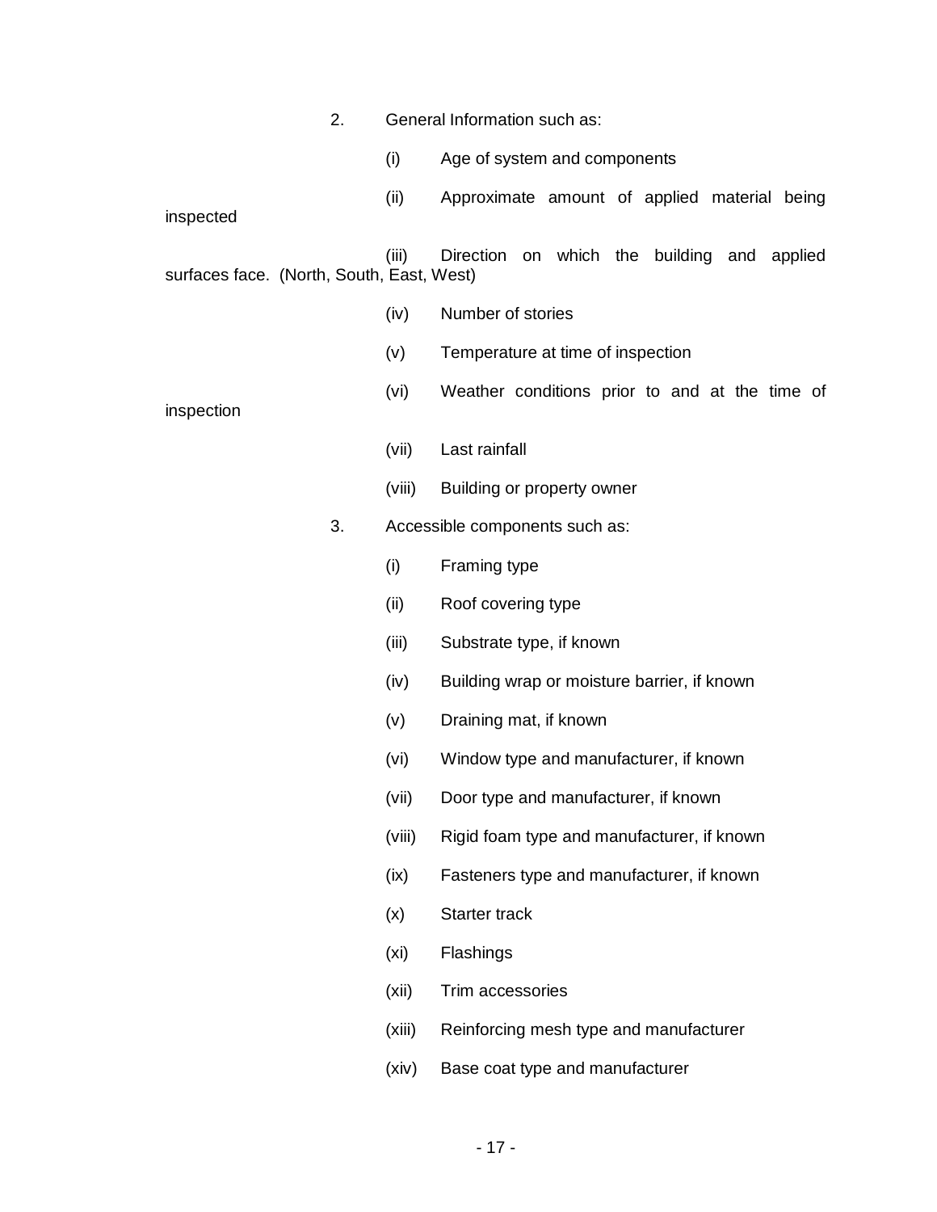2. General Information such as:

   (i) Age of system and components

   (ii) Approximate amount of applied material being inspected

   (iii) Direction on which the building and applied surfaces face. (North, South, East, West)

   (iv) Number of stories

   (v) Temperature at time of inspection

   (vi) Weather conditions prior to and at the time of inspection

   (vii) Last rainfall

   (viii) Building or property owner

3. Accessible components such as:

   (i) Framing type

   (ii) Roof covering type

   (iii) Substrate type, if known

   (iv) Building wrap or moisture barrier, if known

   (v) Draining mat, if known

   (vi) Window type and manufacturer, if known

   (vii) Door type and manufacturer, if known

   (viii) Rigid foam type and manufacturer, if known

   (ix) Fasteners type and manufacturer, if known

   (x) Starter track

   (xi) Flashings

   (xii) Trim accessories

   (xiii) Reinforcing mesh type and manufacturer

   (xiv) Base coat type and manufacturer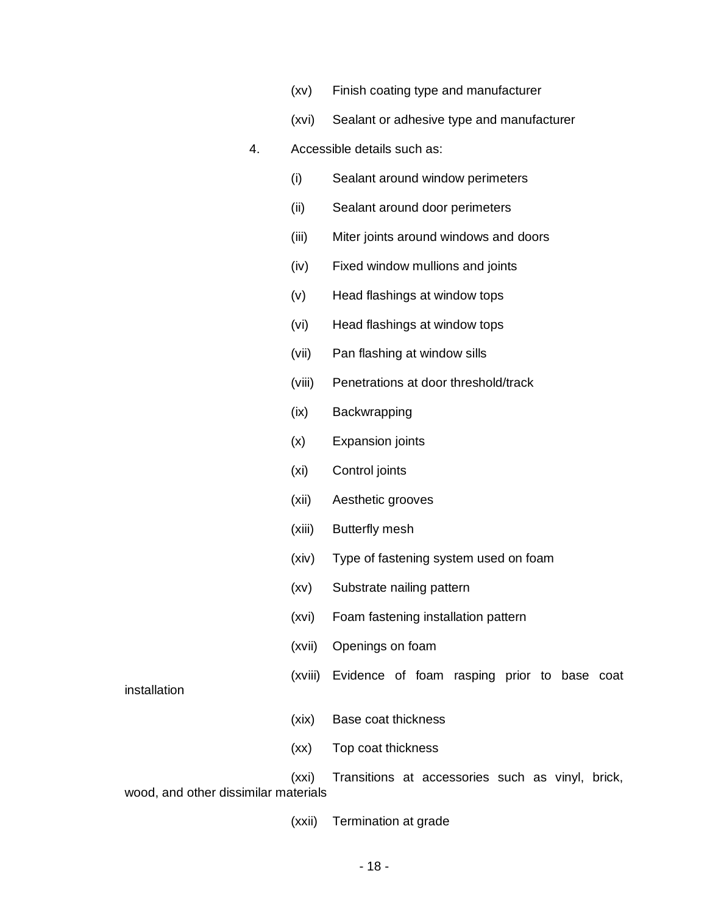(xv) Finish coating type and manufacturer

(xvi) Sealant or adhesive type and manufacturer

4. Accessible details such as:

(i) Sealant around window perimeters

(ii) Sealant around door perimeters

(iii) Miter joints around windows and doors

(iv) Fixed window mullions and joints

(v) Head flashings at window tops

(vi) Head flashings at window tops

(vii) Pan flashing at window sills

(viii) Penetrations at door threshold/track

(ix) Backwrapping

(x) Expansion joints

(xi) Control joints

(xii) Aesthetic grooves

(xiii) Butterfly mesh

(xiv) Type of fastening system used on foam

(xv) Substrate nailing pattern

(xvi) Foam fastening installation pattern

(xvii) Openings on foam

(xviii) Evidence of foam rasping prior to base coat installation

(xix) Base coat thickness

(xx) Top coat thickness

(xxi) Transitions at accessories such as vinyl, brick, wood, and other dissimilar materials

(xxii) Termination at grade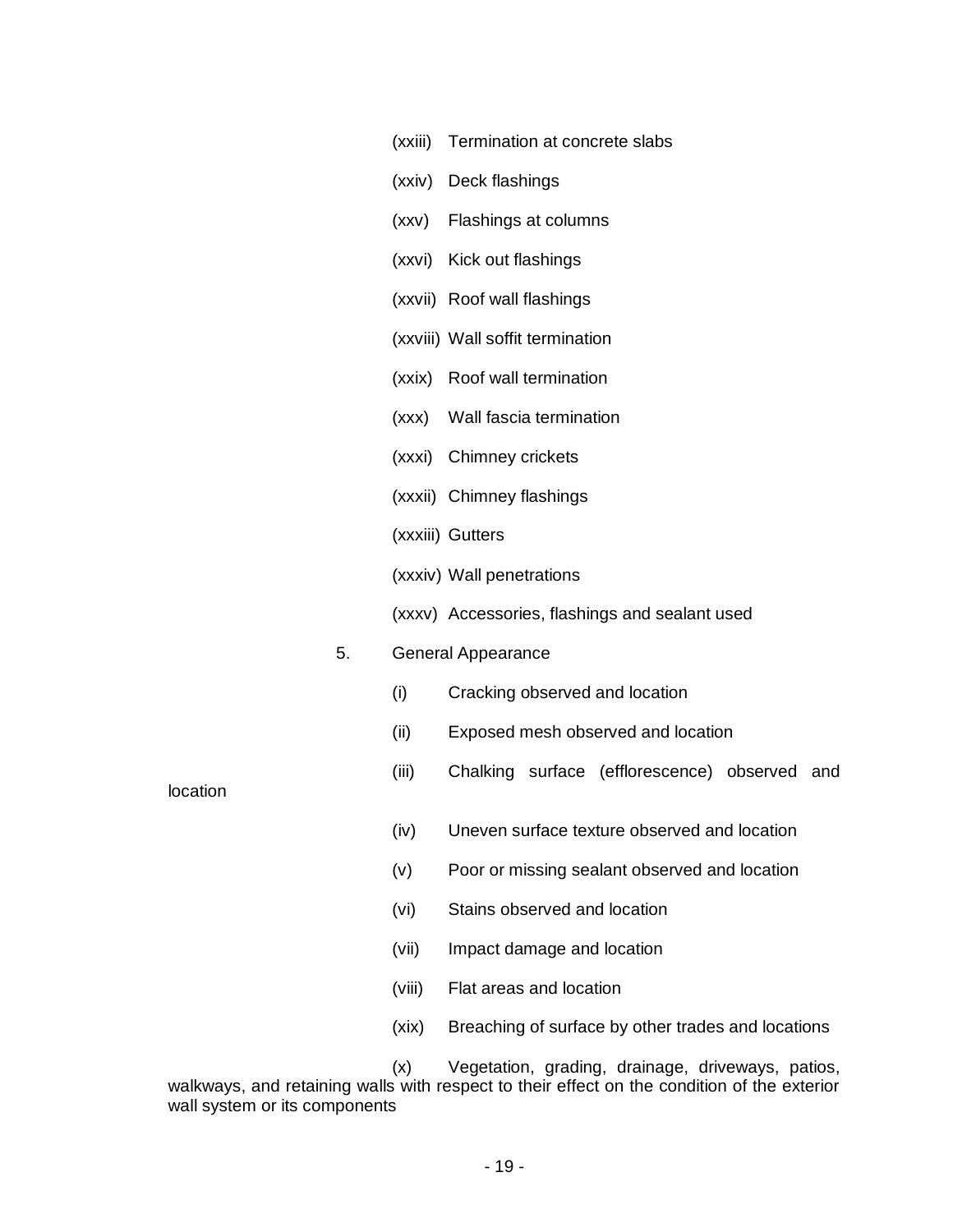(xxiii) Termination at concrete slabs

(xxiv) Deck flashings

(xxv) Flashings at columns

(xxvi) Kick out flashings

(xxvii) Roof wall flashings

(xxviii) Wall soffit termination

(xxix) Roof wall termination

(xxx) Wall fascia termination

(xxxi) Chimney crickets

(xxxii) Chimney flashings

(xxxiii) Gutters

(xxxiv) Wall penetrations

(xxxv) Accessories, flashings and sealant used

5. General Appearance

(i) Cracking observed and location

(ii) Exposed mesh observed and location

(iii) Chalking surface (efflorescence) observed and location

(iv) Uneven surface texture observed and location

(v) Poor or missing sealant observed and location

(vi) Stains observed and location

(vii) Impact damage and location

(viii) Flat areas and location

(xix) Breaching of surface by other trades and locations

(x) Vegetation, grading, drainage, driveways, patios, walkways, and retaining walls with respect to their effect on the condition of the exterior wall system or its components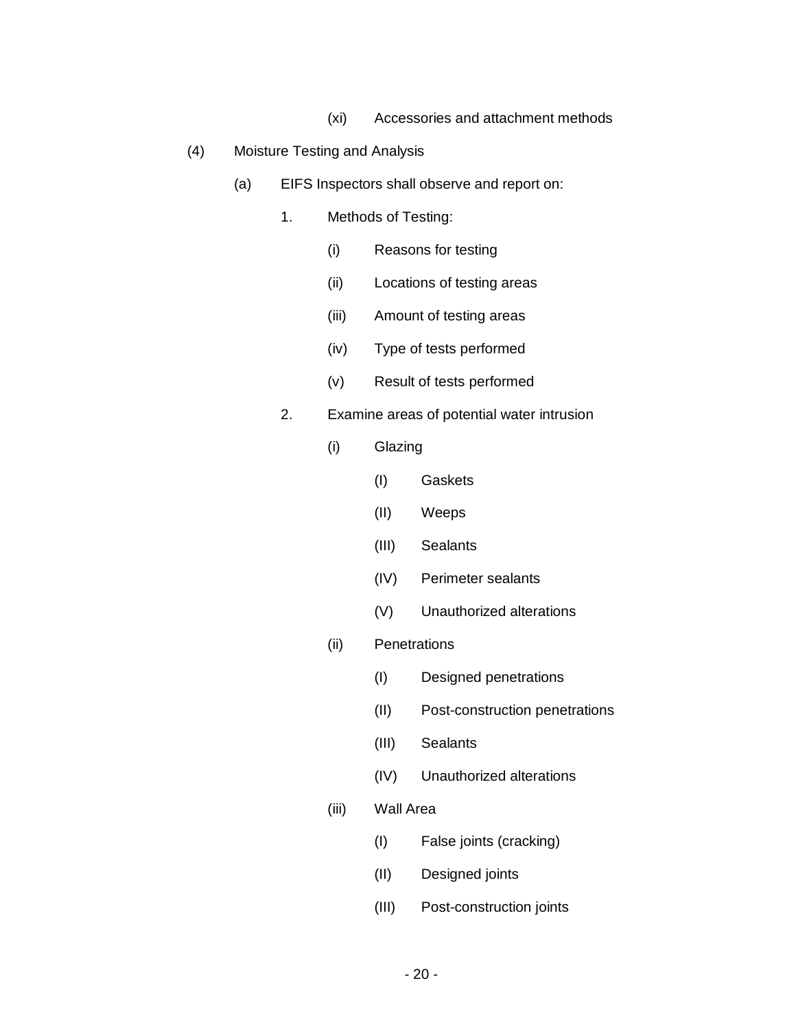(xi) Accessories and attachment methods

(4) Moisture Testing and Analysis

(a) EIFS Inspectors shall observe and report on:

1. Methods of Testing:

(i) Reasons for testing

(ii) Locations of testing areas

(iii) Amount of testing areas

(iv) Type of tests performed

(v) Result of tests performed

2. Examine areas of potential water intrusion

(i) Glazing

(I) Gaskets

(II) Weeps

(III) Sealants

(IV) Perimeter sealants

(V) Unauthorized alterations

(ii) Penetrations

(I) Designed penetrations

(II) Post-construction penetrations

(III) Sealants

(IV) Unauthorized alterations

(iii) Wall Area

(I) False joints (cracking)

(II) Designed joints

(III) Post-construction joints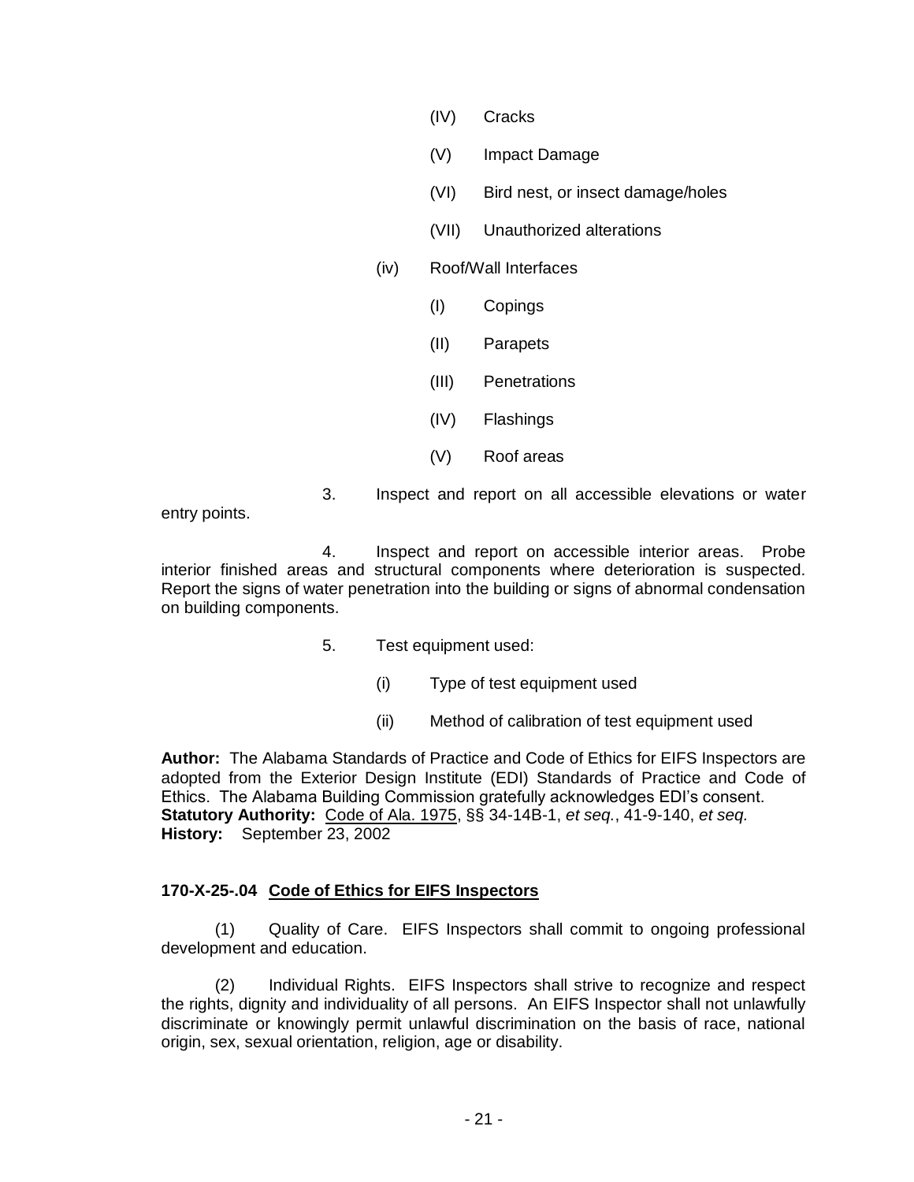(IV) Cracks

(V) Impact Damage

(VI) Bird nest, or insect damage/holes

(VII) Unauthorized alterations

(iv) Roof/Wall Interfaces

(I) Copings

(II) Parapets

(III) Penetrations

(IV) Flashings

(V) Roof areas

3. Inspect and report on all accessible elevations or water entry points.

4. Inspect and report on accessible interior areas. Probe interior finished areas and structural components where deterioration is suspected. Report the signs of water penetration into the building or signs of abnormal condensation on building components.

5. Test equipment used:

(i) Type of test equipment used

(ii) Method of calibration of test equipment used

**Author:** The Alabama Standards of Practice and Code of Ethics for EIFS Inspectors are adopted from the Exterior Design Institute (EDI) Standards of Practice and Code of Ethics. The Alabama Building Commission gratefully acknowledges EDI's consent.
**Statutory Authority:** Code of Ala. 1975, §§ 34-14B-1, *et seq.*, 41-9-140, *et seq.*
**History:** September 23, 2002

### 170-X-25-.04 Code of Ethics for EIFS Inspectors

(1) Quality of Care. EIFS Inspectors shall commit to ongoing professional development and education.

(2) Individual Rights. EIFS Inspectors shall strive to recognize and respect the rights, dignity and individuality of all persons. An EIFS Inspector shall not unlawfully discriminate or knowingly permit unlawful discrimination on the basis of race, national origin, sex, sexual orientation, religion, age or disability.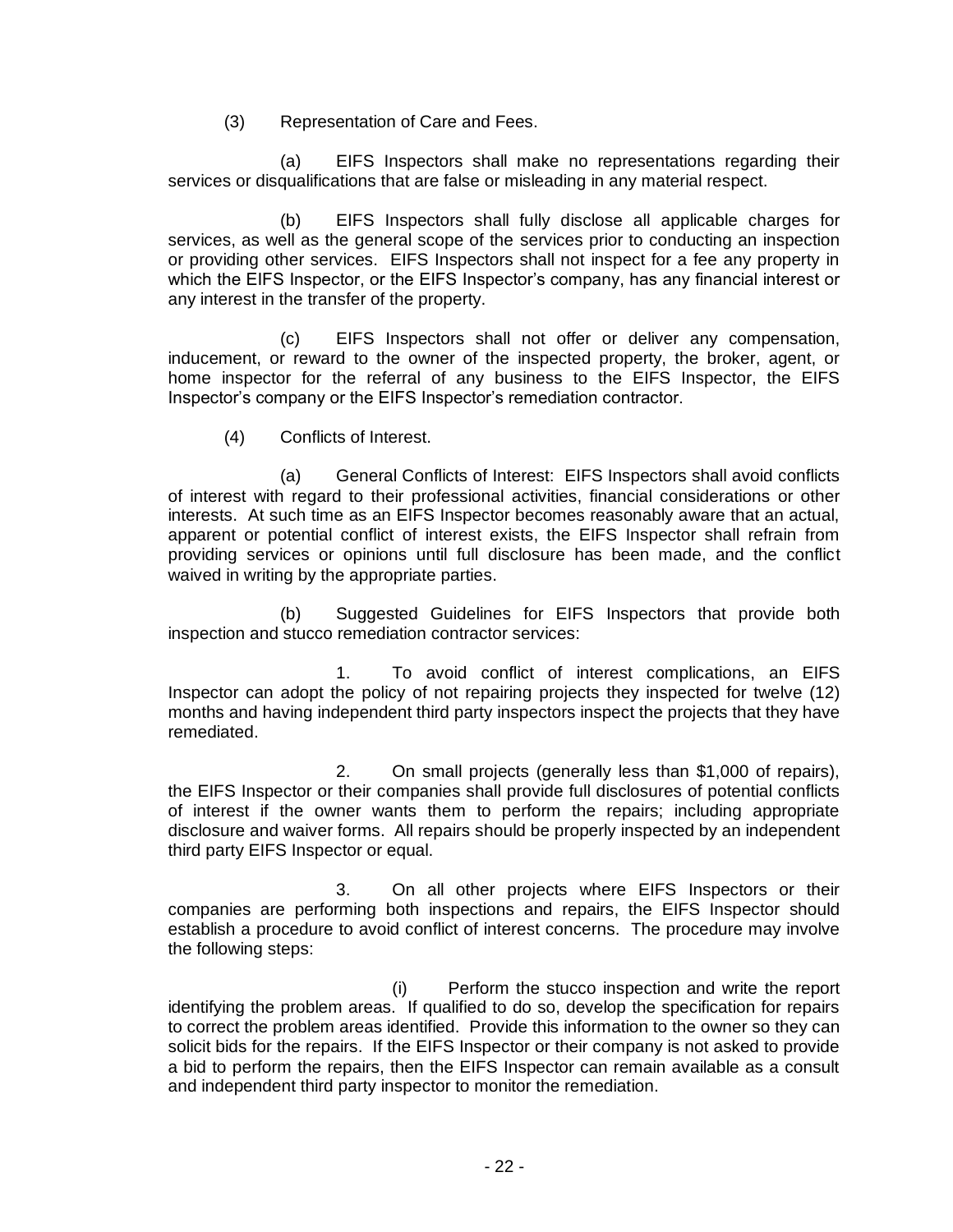(3) Representation of Care and Fees.

(a) EIFS Inspectors shall make no representations regarding their services or disqualifications that are false or misleading in any material respect.

(b) EIFS Inspectors shall fully disclose all applicable charges for services, as well as the general scope of the services prior to conducting an inspection or providing other services. EIFS Inspectors shall not inspect for a fee any property in which the EIFS Inspector, or the EIFS Inspector's company, has any financial interest or any interest in the transfer of the property.

(c) EIFS Inspectors shall not offer or deliver any compensation, inducement, or reward to the owner of the inspected property, the broker, agent, or home inspector for the referral of any business to the EIFS Inspector, the EIFS Inspector's company or the EIFS Inspector's remediation contractor.

(4) Conflicts of Interest.

(a) General Conflicts of Interest: EIFS Inspectors shall avoid conflicts of interest with regard to their professional activities, financial considerations or other interests. At such time as an EIFS Inspector becomes reasonably aware that an actual, apparent or potential conflict of interest exists, the EIFS Inspector shall refrain from providing services or opinions until full disclosure has been made, and the conflict waived in writing by the appropriate parties.

(b) Suggested Guidelines for EIFS Inspectors that provide both inspection and stucco remediation contractor services:

1. To avoid conflict of interest complications, an EIFS Inspector can adopt the policy of not repairing projects they inspected for twelve (12) months and having independent third party inspectors inspect the projects that they have remediated.

2. On small projects (generally less than $1,000 of repairs), the EIFS Inspector or their companies shall provide full disclosures of potential conflicts of interest if the owner wants them to perform the repairs; including appropriate disclosure and waiver forms. All repairs should be properly inspected by an independent third party EIFS Inspector or equal.

3. On all other projects where EIFS Inspectors or their companies are performing both inspections and repairs, the EIFS Inspector should establish a procedure to avoid conflict of interest concerns. The procedure may involve the following steps:

(i) Perform the stucco inspection and write the report identifying the problem areas. If qualified to do so, develop the specification for repairs to correct the problem areas identified. Provide this information to the owner so they can solicit bids for the repairs. If the EIFS Inspector or their company is not asked to provide a bid to perform the repairs, then the EIFS Inspector can remain available as a consult and independent third party inspector to monitor the remediation.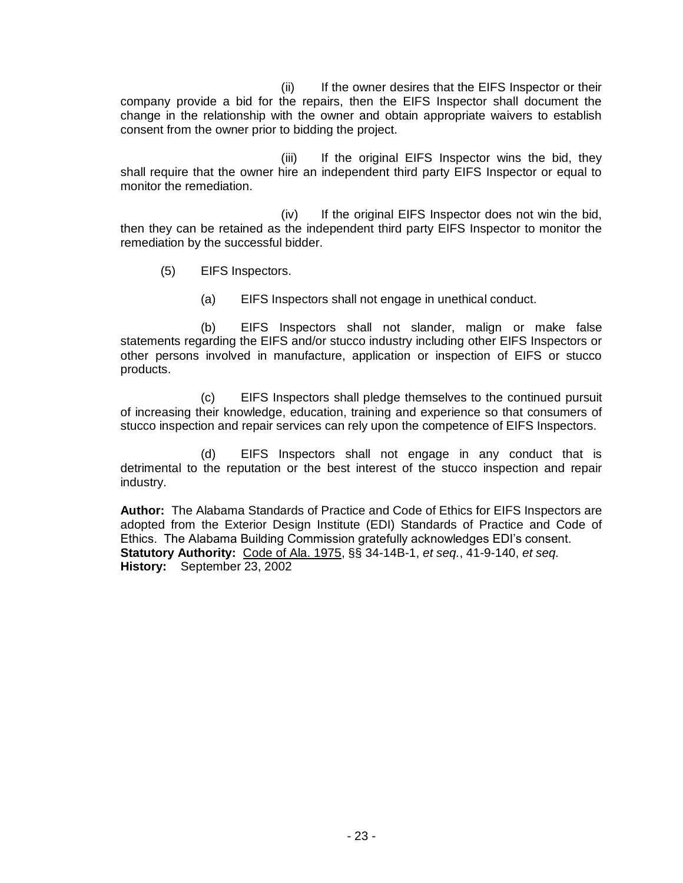(ii) If the owner desires that the EIFS Inspector or their company provide a bid for the repairs, then the EIFS Inspector shall document the change in the relationship with the owner and obtain appropriate waivers to establish consent from the owner prior to bidding the project.

(iii) If the original EIFS Inspector wins the bid, they shall require that the owner hire an independent third party EIFS Inspector or equal to monitor the remediation.

(iv) If the original EIFS Inspector does not win the bid, then they can be retained as the independent third party EIFS Inspector to monitor the remediation by the successful bidder.

(5) EIFS Inspectors.

(a) EIFS Inspectors shall not engage in unethical conduct.

(b) EIFS Inspectors shall not slander, malign or make false statements regarding the EIFS and/or stucco industry including other EIFS Inspectors or other persons involved in manufacture, application or inspection of EIFS or stucco products.

(c) EIFS Inspectors shall pledge themselves to the continued pursuit of increasing their knowledge, education, training and experience so that consumers of stucco inspection and repair services can rely upon the competence of EIFS Inspectors.

(d) EIFS Inspectors shall not engage in any conduct that is detrimental to the reputation or the best interest of the stucco inspection and repair industry.

**Author:** The Alabama Standards of Practice and Code of Ethics for EIFS Inspectors are adopted from the Exterior Design Institute (EDI) Standards of Practice and Code of Ethics. The Alabama Building Commission gratefully acknowledges EDI's consent.
**Statutory Authority:** Code of Ala. 1975, §§ 34-14B-1, *et seq.*, 41-9-140, *et seq.*
**History:** September 23, 2002